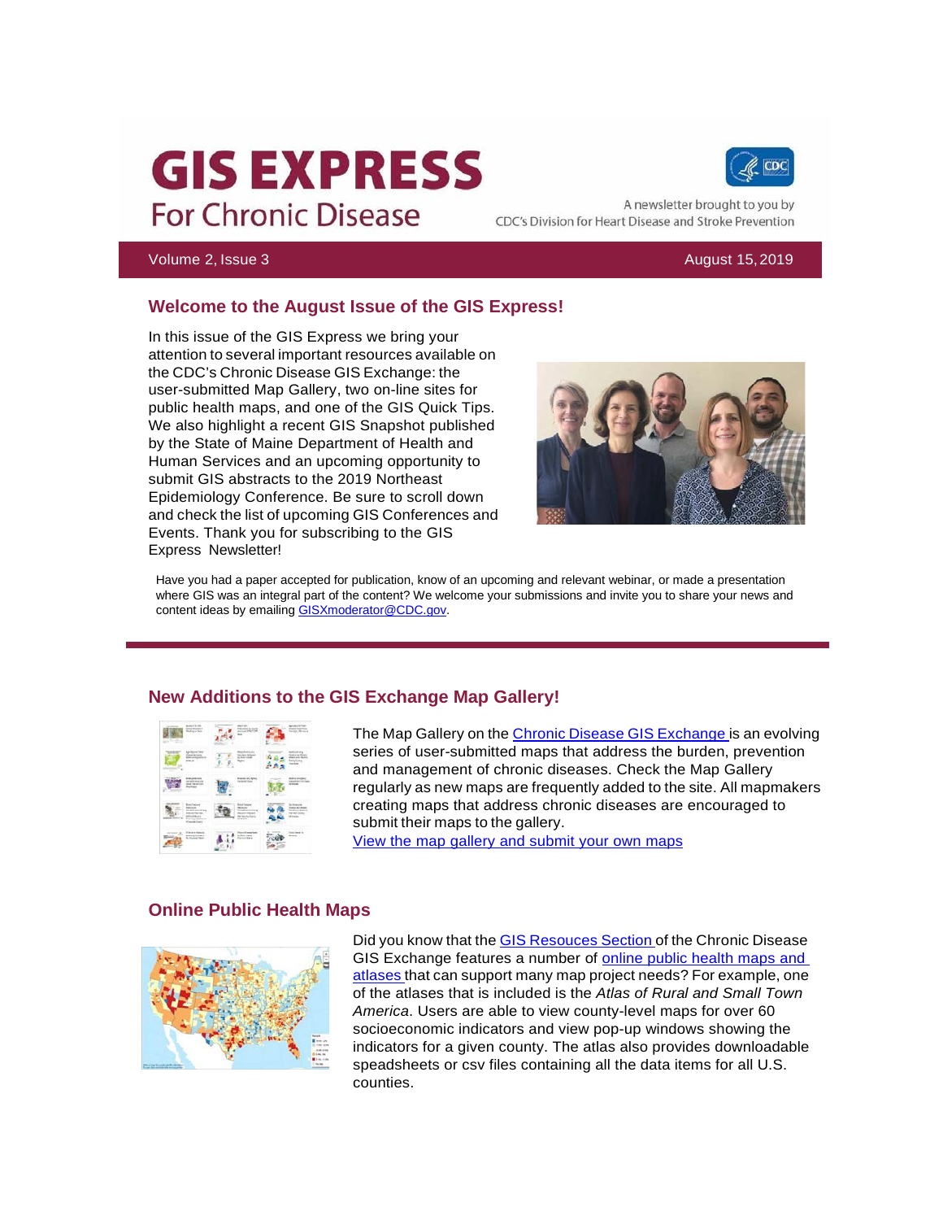# GIS EXPRESS
## For Chronic Disease

A newsletter brought to you by CDC's Division for Heart Disease and Stroke Prevention

Volume 2, Issue 3 — August 15, 2019

## Welcome to the August Issue of the GIS Express!

In this issue of the GIS Express we bring your attention to several important resources available on the CDC's Chronic Disease GIS Exchange: the user-submitted Map Gallery, two on-line sites for public health maps, and one of the GIS Quick Tips. We also highlight a recent GIS Snapshot published by the State of Maine Department of Health and Human Services and an upcoming opportunity to submit GIS abstracts to the 2019 Northeast Epidemiology Conference. Be sure to scroll down and check the list of upcoming GIS Conferences and Events. Thank you for subscribing to the GIS Express Newsletter!

Have you had a paper accepted for publication, know of an upcoming and relevant webinar, or made a presentation where GIS was an integral part of the content? We welcome your submissions and invite you to share your news and content ideas by emailing GISXmoderator@CDC.gov.

## New Additions to the GIS Exchange Map Gallery!

The Map Gallery on the Chronic Disease GIS Exchange is an evolving series of user-submitted maps that address the burden, prevention and management of chronic diseases. Check the Map Gallery regularly as new maps are frequently added to the site. All mapmakers creating maps that address chronic diseases are encouraged to submit their maps to the gallery.

View the map gallery and submit your own maps

## Online Public Health Maps

Did you know that the GIS Resouces Section of the Chronic Disease GIS Exchange features a number of online public health maps and atlases that can support many map project needs? For example, one of the atlases that is included is the *Atlas of Rural and Small Town America*. Users are able to view county-level maps for over 60 socioeconomic indicators and view pop-up windows showing the indicators for a given county. The atlas also provides downloadable speadsheets or csv files containing all the data items for all U.S. counties.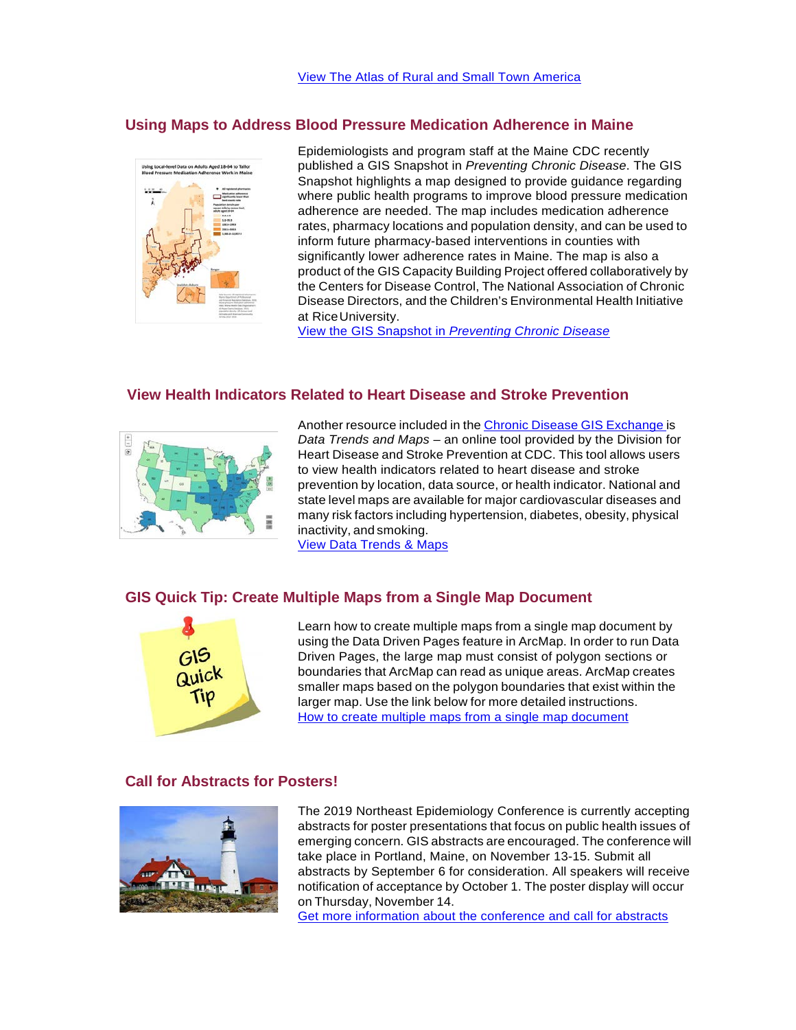[View The Atlas of Rural and Small Town America]

## Using Maps to Address Blood Pressure Medication Adherence in Maine

Epidemiologists and program staff at the Maine CDC recently published a GIS Snapshot in *Preventing Chronic Disease*. The GIS Snapshot highlights a map designed to provide guidance regarding where public health programs to improve blood pressure medication adherence are needed. The map includes medication adherence rates, pharmacy locations and population density, and can be used to inform future pharmacy-based interventions in counties with significantly lower adherence rates in Maine. The map is also a product of the GIS Capacity Building Project offered collaboratively by the Centers for Disease Control, The National Association of Chronic Disease Directors, and the Children's Environmental Health Initiative at Rice University.

[View the GIS Snapshot in *Preventing Chronic Disease*]

## View Health Indicators Related to Heart Disease and Stroke Prevention

Another resource included in the [Chronic Disease GIS Exchange] is *Data Trends and Maps* – an online tool provided by the Division for Heart Disease and Stroke Prevention at CDC. This tool allows users to view health indicators related to heart disease and stroke prevention by location, data source, or health indicator. National and state level maps are available for major cardiovascular diseases and many risk factors including hypertension, diabetes, obesity, physical inactivity, and smoking.

[View Data Trends & Maps]

## GIS Quick Tip: Create Multiple Maps from a Single Map Document

Learn how to create multiple maps from a single map document by using the Data Driven Pages feature in ArcMap. In order to run Data Driven Pages, the large map must consist of polygon sections or boundaries that ArcMap can read as unique areas. ArcMap creates smaller maps based on the polygon boundaries that exist within the larger map. Use the link below for more detailed instructions.

[How to create multiple maps from a single map document]

## Call for Abstracts for Posters!

The 2019 Northeast Epidemiology Conference is currently accepting abstracts for poster presentations that focus on public health issues of emerging concern. GIS abstracts are encouraged. The conference will take place in Portland, Maine, on November 13-15. Submit all abstracts by September 6 for consideration. All speakers will receive notification of acceptance by October 1. The poster display will occur on Thursday, November 14.

[Get more information about the conference and call for abstracts]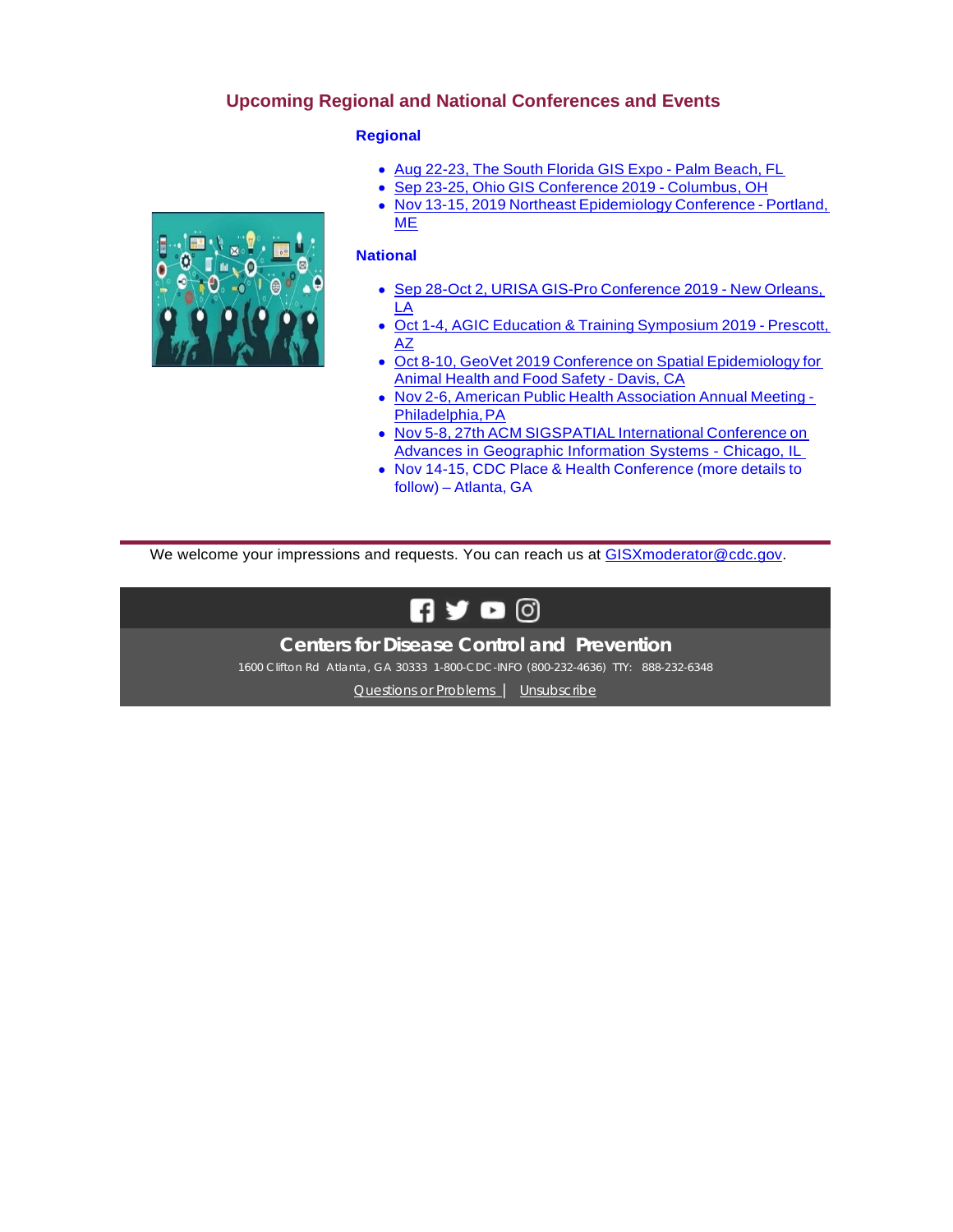## Upcoming Regional and National Conferences and Events

### Regional

- Aug 22-23, The South Florida GIS Expo - Palm Beach, FL
- Sep 23-25, Ohio GIS Conference 2019 - Columbus, OH
- Nov 13-15, 2019 Northeast Epidemiology Conference - Portland, ME

### National

- Sep 28-Oct 2, URISA GIS-Pro Conference 2019 - New Orleans, LA
- Oct 1-4, AGIC Education & Training Symposium 2019 - Prescott, AZ
- Oct 8-10, GeoVet 2019 Conference on Spatial Epidemiology for Animal Health and Food Safety - Davis, CA
- Nov 2-6, American Public Health Association Annual Meeting - Philadelphia, PA
- Nov 5-8, 27th ACM SIGSPATIAL International Conference on Advances in Geographic Information Systems - Chicago, IL
- Nov 14-15, CDC Place & Health Conference (more details to follow) – Atlanta, GA

---

We welcome your impressions and requests. You can reach us at GISXmoderator@cdc.gov.

**Centers for Disease Control and Prevention**

1600 Clifton Rd Atlanta, GA 30333 1-800-CDC-INFO (800-232-4636) TTY: 888-232-6348

Questions or Problems | Unsubscribe